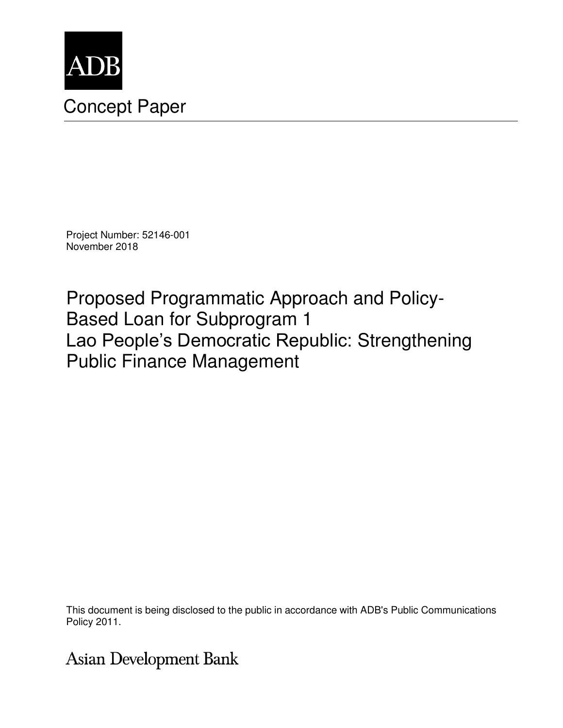ADB

# Concept Paper

Project Number: 52146-001
November 2018

## Proposed Programmatic Approach and Policy-Based Loan for Subprogram 1
## Lao People's Democratic Republic: Strengthening Public Finance Management

This document is being disclosed to the public in accordance with ADB's Public Communications Policy 2011.

Asian Development Bank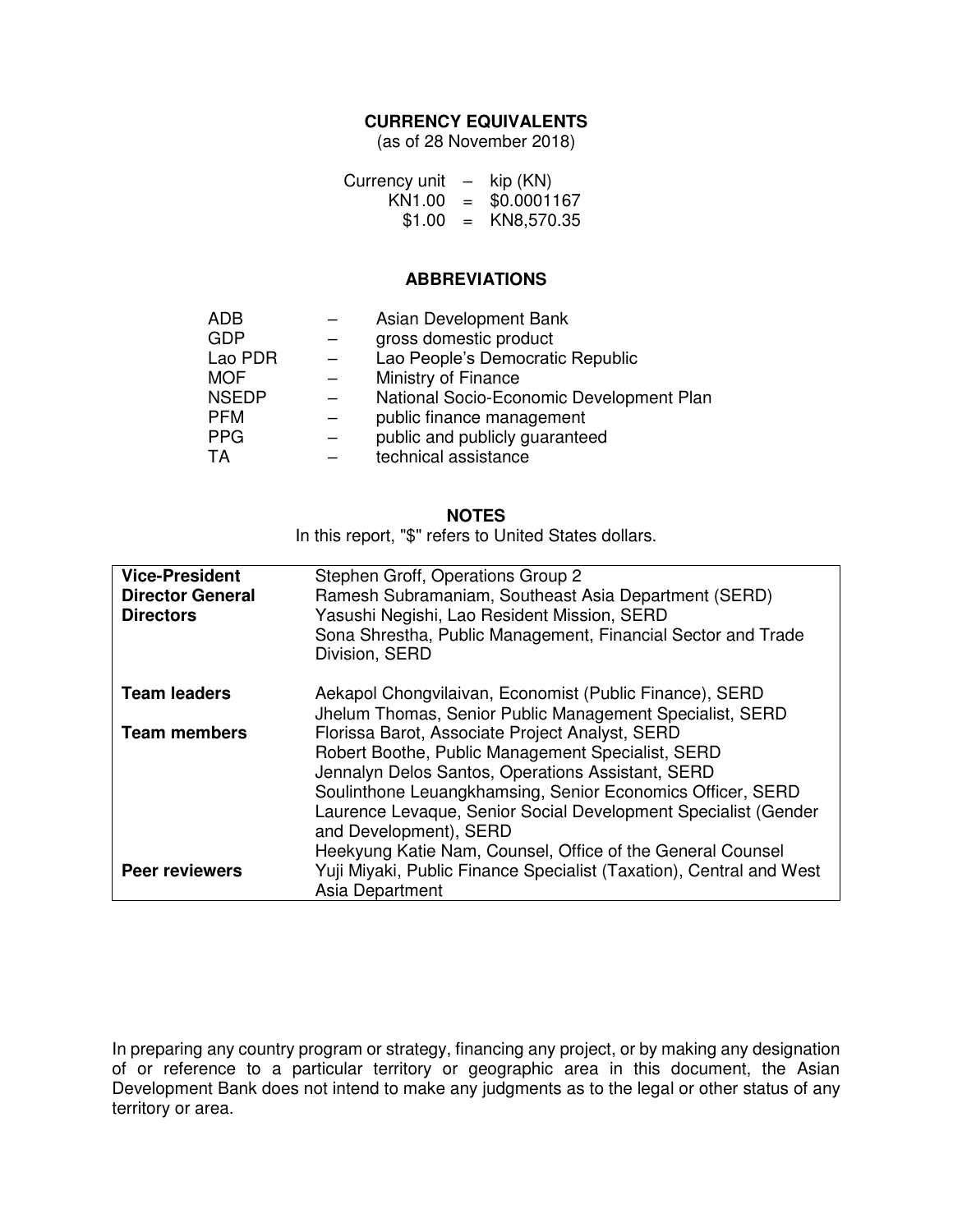## CURRENCY EQUIVALENTS

(as of 28 November 2018)

| | | |
|---|---|---|
| Currency unit | – | kip (KN) |
| KN1.00 | = | $0.0001167 |
| $1.00 | = | KN8,570.35 |

## ABBREVIATIONS

| | | |
|---|---|---|
| ADB | – | Asian Development Bank |
| GDP | – | gross domestic product |
| Lao PDR | – | Lao People's Democratic Republic |
| MOF | – | Ministry of Finance |
| NSEDP | – | National Socio-Economic Development Plan |
| PFM | – | public finance management |
| PPG | – | public and publicly guaranteed |
| TA | – | technical assistance |

## NOTES

In this report, "$" refers to United States dollars.

| | |
|---|---|
| **Vice-President** | Stephen Groff, Operations Group 2 |
| **Director General** | Ramesh Subramaniam, Southeast Asia Department (SERD) |
| **Directors** | Yasushi Negishi, Lao Resident Mission, SERD<br>Sona Shrestha, Public Management, Financial Sector and Trade Division, SERD |
| **Team leaders** | Aekapol Chongvilaivan, Economist (Public Finance), SERD<br>Jhelum Thomas, Senior Public Management Specialist, SERD |
| **Team members** | Florissa Barot, Associate Project Analyst, SERD<br>Robert Boothe, Public Management Specialist, SERD<br>Jennalyn Delos Santos, Operations Assistant, SERD<br>Soulinthone Leuangkhamsing, Senior Economics Officer, SERD<br>Laurence Levaque, Senior Social Development Specialist (Gender and Development), SERD<br>Heekyung Katie Nam, Counsel, Office of the General Counsel |
| **Peer reviewers** | Yuji Miyaki, Public Finance Specialist (Taxation), Central and West Asia Department |

In preparing any country program or strategy, financing any project, or by making any designation of or reference to a particular territory or geographic area in this document, the Asian Development Bank does not intend to make any judgments as to the legal or other status of any territory or area.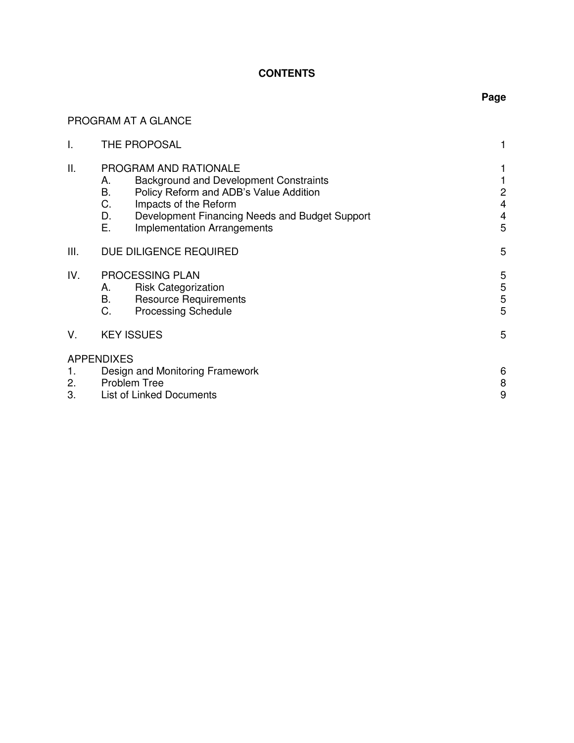# CONTENTS

| | | Page |
|---|---|---|
| PROGRAM AT A GLANCE | | |
| I. | THE PROPOSAL | 1 |
| II. | PROGRAM AND RATIONALE | 1 |
| | A. Background and Development Constraints | 1 |
| | B. Policy Reform and ADB's Value Addition | 2 |
| | C. Impacts of the Reform | 4 |
| | D. Development Financing Needs and Budget Support | 4 |
| | E. Implementation Arrangements | 5 |
| III. | DUE DILIGENCE REQUIRED | 5 |
| IV. | PROCESSING PLAN | 5 |
| | A. Risk Categorization | 5 |
| | B. Resource Requirements | 5 |
| | C. Processing Schedule | 5 |
| V. | KEY ISSUES | 5 |
| APPENDIXES | | |
| 1. | Design and Monitoring Framework | 6 |
| 2. | Problem Tree | 8 |
| 3. | List of Linked Documents | 9 |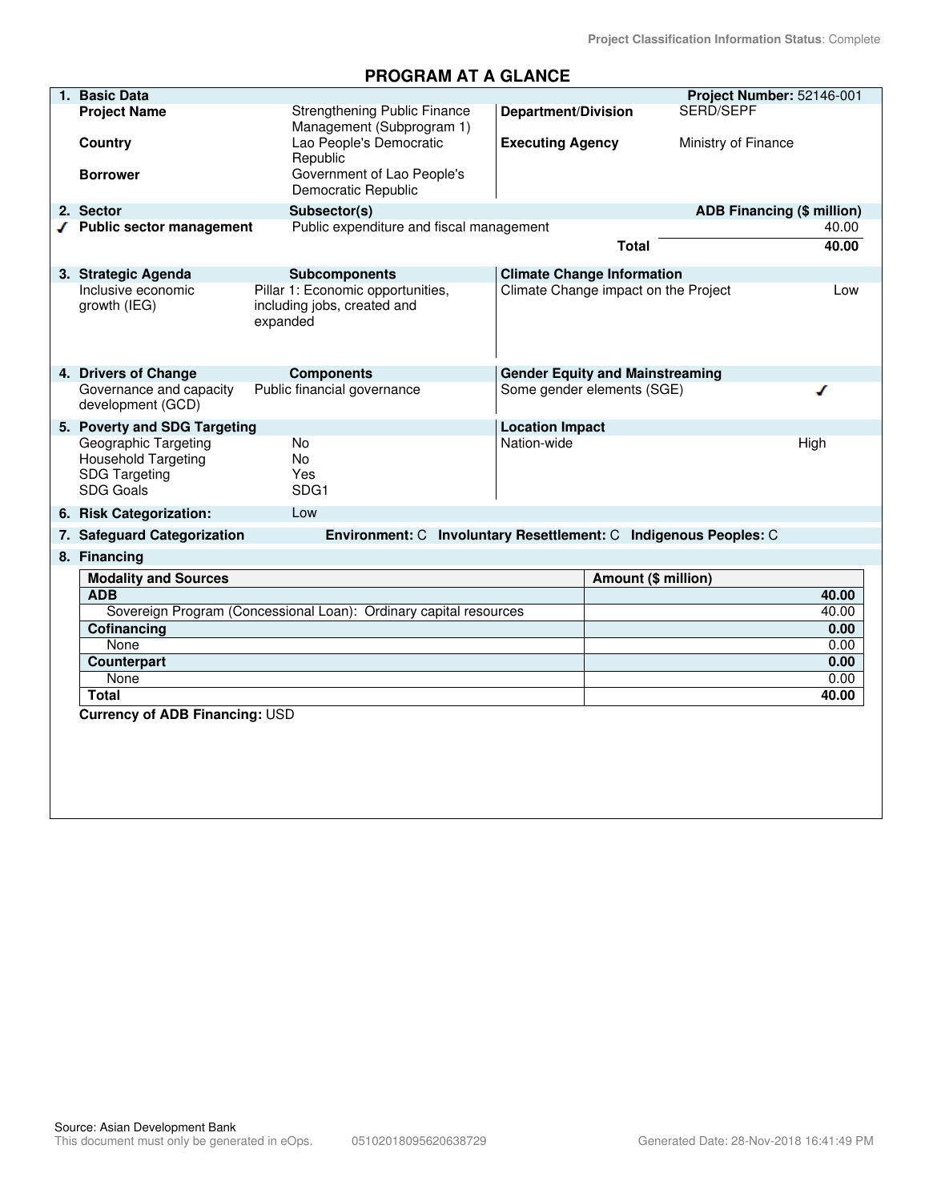Project Classification Information Status: Complete

# PROGRAM AT A GLANCE

| 1. Basic Data | | | Project Number: 52146-001 |
|---|---|---|---|
| Project Name | Strengthening Public Finance Management (Subprogram 1) | Department/Division | SERD/SEPF |
| Country | Lao People's Democratic Republic | Executing Agency | Ministry of Finance |
| Borrower | Government of Lao People's Democratic Republic | | |

| 2. Sector | Subsector(s) | ADB Financing ($ million) |
|---|---|---|
| ✓ Public sector management | Public expenditure and fiscal management | 40.00 |
| | Total | 40.00 |

| 3. Strategic Agenda | Subcomponents | Climate Change Information | |
|---|---|---|---|
| Inclusive economic growth (IEG) | Pillar 1: Economic opportunities, including jobs, created and expanded | Climate Change impact on the Project | Low |

| 4. Drivers of Change | Components | Gender Equity and Mainstreaming | |
|---|---|---|---|
| Governance and capacity development (GCD) | Public financial governance | Some gender elements (SGE) | ✓ |

| 5. Poverty and SDG Targeting | | Location Impact | |
|---|---|---|---|
| Geographic Targeting | No | Nation-wide | High |
| Household Targeting | No | | |
| SDG Targeting | Yes | | |
| SDG Goals | SDG1 | | |

**6. Risk Categorization:** Low

**7. Safeguard Categorization** Environment: C Involuntary Resettlement: C Indigenous Peoples: C

**8. Financing**

| Modality and Sources | Amount ($ million) |
|---|---|
| **ADB** | **40.00** |
| Sovereign Program (Concessional Loan): Ordinary capital resources | 40.00 |
| **Cofinancing** | **0.00** |
| None | 0.00 |
| **Counterpart** | **0.00** |
| None | 0.00 |
| **Total** | **40.00** |

**Currency of ADB Financing:** USD

Source: Asian Development Bank
This document must only be generated in eOps. 05102018095620638729 Generated Date: 28-Nov-2018 16:41:49 PM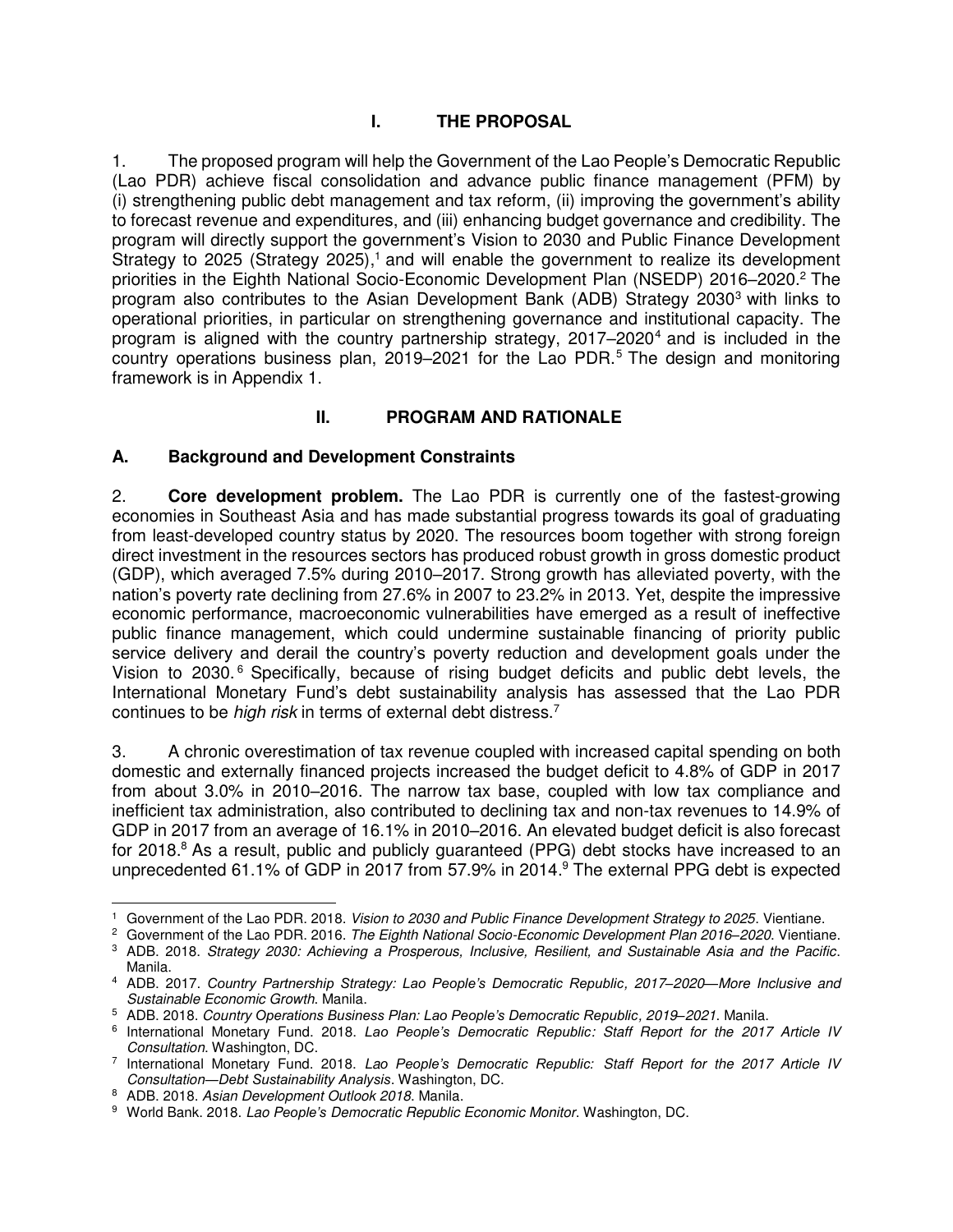# I. THE PROPOSAL

1. The proposed program will help the Government of the Lao People's Democratic Republic (Lao PDR) achieve fiscal consolidation and advance public finance management (PFM) by (i) strengthening public debt management and tax reform, (ii) improving the government's ability to forecast revenue and expenditures, and (iii) enhancing budget governance and credibility. The program will directly support the government's Vision to 2030 and Public Finance Development Strategy to 2025 (Strategy 2025),[1] and will enable the government to realize its development priorities in the Eighth National Socio-Economic Development Plan (NSEDP) 2016–2020.[2] The program also contributes to the Asian Development Bank (ADB) Strategy 2030[3] with links to operational priorities, in particular on strengthening governance and institutional capacity. The program is aligned with the country partnership strategy, 2017–2020[4] and is included in the country operations business plan, 2019–2021 for the Lao PDR.[5] The design and monitoring framework is in Appendix 1.

# II. PROGRAM AND RATIONALE

## A. Background and Development Constraints

2. **Core development problem.** The Lao PDR is currently one of the fastest-growing economies in Southeast Asia and has made substantial progress towards its goal of graduating from least-developed country status by 2020. The resources boom together with strong foreign direct investment in the resources sectors has produced robust growth in gross domestic product (GDP), which averaged 7.5% during 2010–2017. Strong growth has alleviated poverty, with the nation's poverty rate declining from 27.6% in 2007 to 23.2% in 2013. Yet, despite the impressive economic performance, macroeconomic vulnerabilities have emerged as a result of ineffective public finance management, which could undermine sustainable financing of priority public service delivery and derail the country's poverty reduction and development goals under the Vision to 2030.[6] Specifically, because of rising budget deficits and public debt levels, the International Monetary Fund's debt sustainability analysis has assessed that the Lao PDR continues to be *high risk* in terms of external debt distress.[7]

3. A chronic overestimation of tax revenue coupled with increased capital spending on both domestic and externally financed projects increased the budget deficit to 4.8% of GDP in 2017 from about 3.0% in 2010–2016. The narrow tax base, coupled with low tax compliance and inefficient tax administration, also contributed to declining tax and non-tax revenues to 14.9% of GDP in 2017 from an average of 16.1% in 2010–2016. An elevated budget deficit is also forecast for 2018.[8] As a result, public and publicly guaranteed (PPG) debt stocks have increased to an unprecedented 61.1% of GDP in 2017 from 57.9% in 2014.[9] The external PPG debt is expected

---

[1] Government of the Lao PDR. 2018. *Vision to 2030 and Public Finance Development Strategy to 2025*. Vientiane.

[2] Government of the Lao PDR. 2016. *The Eighth National Socio-Economic Development Plan 2016–2020*. Vientiane.

[3] ADB. 2018. *Strategy 2030: Achieving a Prosperous, Inclusive, Resilient, and Sustainable Asia and the Pacific*. Manila.

[4] ADB. 2017. *Country Partnership Strategy: Lao People's Democratic Republic, 2017–2020—More Inclusive and Sustainable Economic Growth*. Manila.

[5] ADB. 2018. *Country Operations Business Plan: Lao People's Democratic Republic, 2019–2021*. Manila.

[6] International Monetary Fund. 2018. *Lao People's Democratic Republic: Staff Report for the 2017 Article IV Consultation*. Washington, DC.

[7] International Monetary Fund. 2018. *Lao People's Democratic Republic: Staff Report for the 2017 Article IV Consultation—Debt Sustainability Analysis*. Washington, DC.

[8] ADB. 2018. *Asian Development Outlook 2018*. Manila.

[9] World Bank. 2018. *Lao People's Democratic Republic Economic Monitor*. Washington, DC.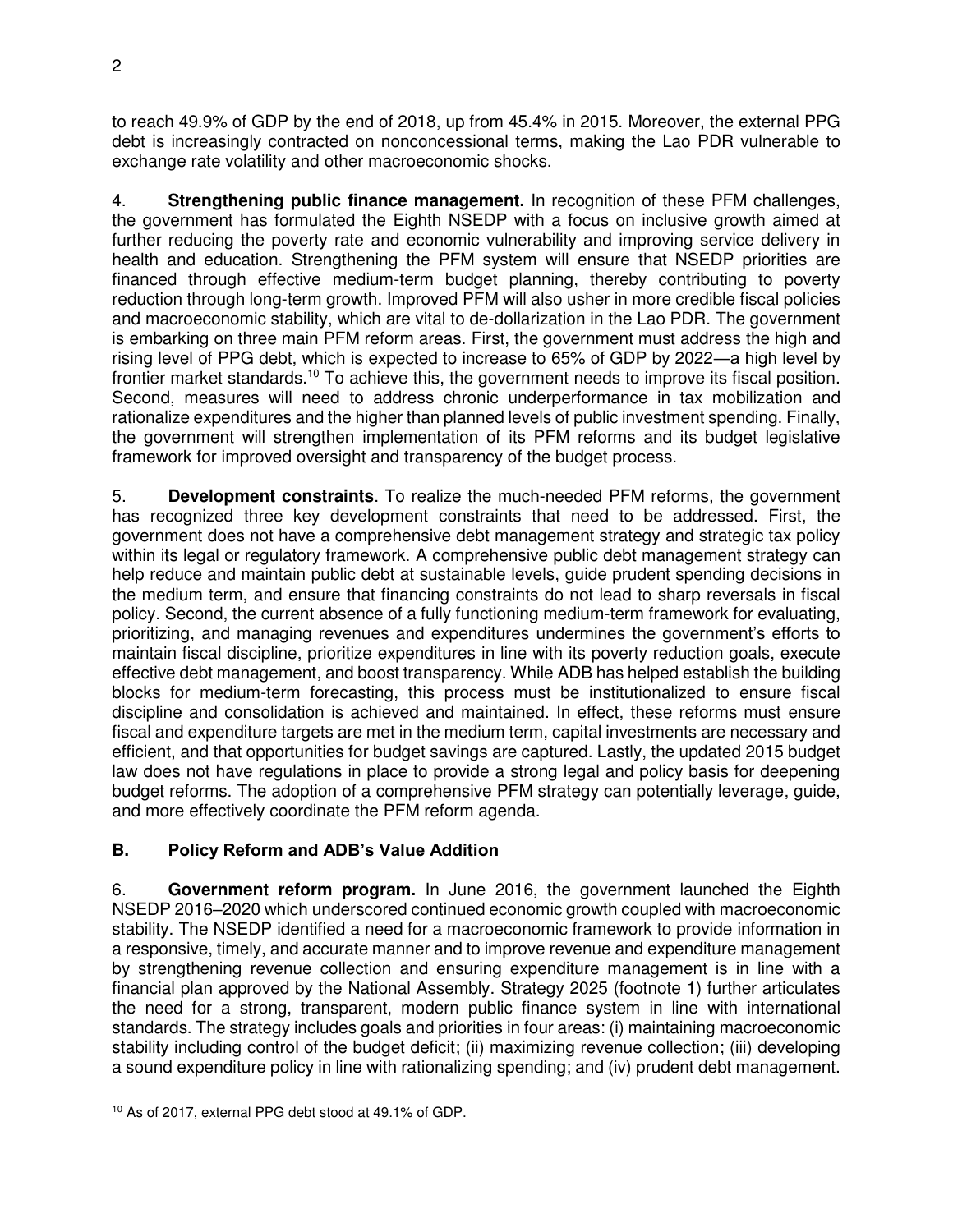to reach 49.9% of GDP by the end of 2018, up from 45.4% in 2015. Moreover, the external PPG debt is increasingly contracted on nonconcessional terms, making the Lao PDR vulnerable to exchange rate volatility and other macroeconomic shocks.

4. **Strengthening public finance management.** In recognition of these PFM challenges, the government has formulated the Eighth NSEDP with a focus on inclusive growth aimed at further reducing the poverty rate and economic vulnerability and improving service delivery in health and education. Strengthening the PFM system will ensure that NSEDP priorities are financed through effective medium-term budget planning, thereby contributing to poverty reduction through long-term growth. Improved PFM will also usher in more credible fiscal policies and macroeconomic stability, which are vital to de-dollarization in the Lao PDR. The government is embarking on three main PFM reform areas. First, the government must address the high and rising level of PPG debt, which is expected to increase to 65% of GDP by 2022—a high level by frontier market standards.[10] To achieve this, the government needs to improve its fiscal position. Second, measures will need to address chronic underperformance in tax mobilization and rationalize expenditures and the higher than planned levels of public investment spending. Finally, the government will strengthen implementation of its PFM reforms and its budget legislative framework for improved oversight and transparency of the budget process.

5. **Development constraints**. To realize the much-needed PFM reforms, the government has recognized three key development constraints that need to be addressed. First, the government does not have a comprehensive debt management strategy and strategic tax policy within its legal or regulatory framework. A comprehensive public debt management strategy can help reduce and maintain public debt at sustainable levels, guide prudent spending decisions in the medium term, and ensure that financing constraints do not lead to sharp reversals in fiscal policy. Second, the current absence of a fully functioning medium-term framework for evaluating, prioritizing, and managing revenues and expenditures undermines the government's efforts to maintain fiscal discipline, prioritize expenditures in line with its poverty reduction goals, execute effective debt management, and boost transparency. While ADB has helped establish the building blocks for medium-term forecasting, this process must be institutionalized to ensure fiscal discipline and consolidation is achieved and maintained. In effect, these reforms must ensure fiscal and expenditure targets are met in the medium term, capital investments are necessary and efficient, and that opportunities for budget savings are captured. Lastly, the updated 2015 budget law does not have regulations in place to provide a strong legal and policy basis for deepening budget reforms. The adoption of a comprehensive PFM strategy can potentially leverage, guide, and more effectively coordinate the PFM reform agenda.

## B. Policy Reform and ADB's Value Addition

6. **Government reform program.** In June 2016, the government launched the Eighth NSEDP 2016–2020 which underscored continued economic growth coupled with macroeconomic stability. The NSEDP identified a need for a macroeconomic framework to provide information in a responsive, timely, and accurate manner and to improve revenue and expenditure management by strengthening revenue collection and ensuring expenditure management is in line with a financial plan approved by the National Assembly. Strategy 2025 (footnote 1) further articulates the need for a strong, transparent, modern public finance system in line with international standards. The strategy includes goals and priorities in four areas: (i) maintaining macroeconomic stability including control of the budget deficit; (ii) maximizing revenue collection; (iii) developing a sound expenditure policy in line with rationalizing spending; and (iv) prudent debt management.

[10] As of 2017, external PPG debt stood at 49.1% of GDP.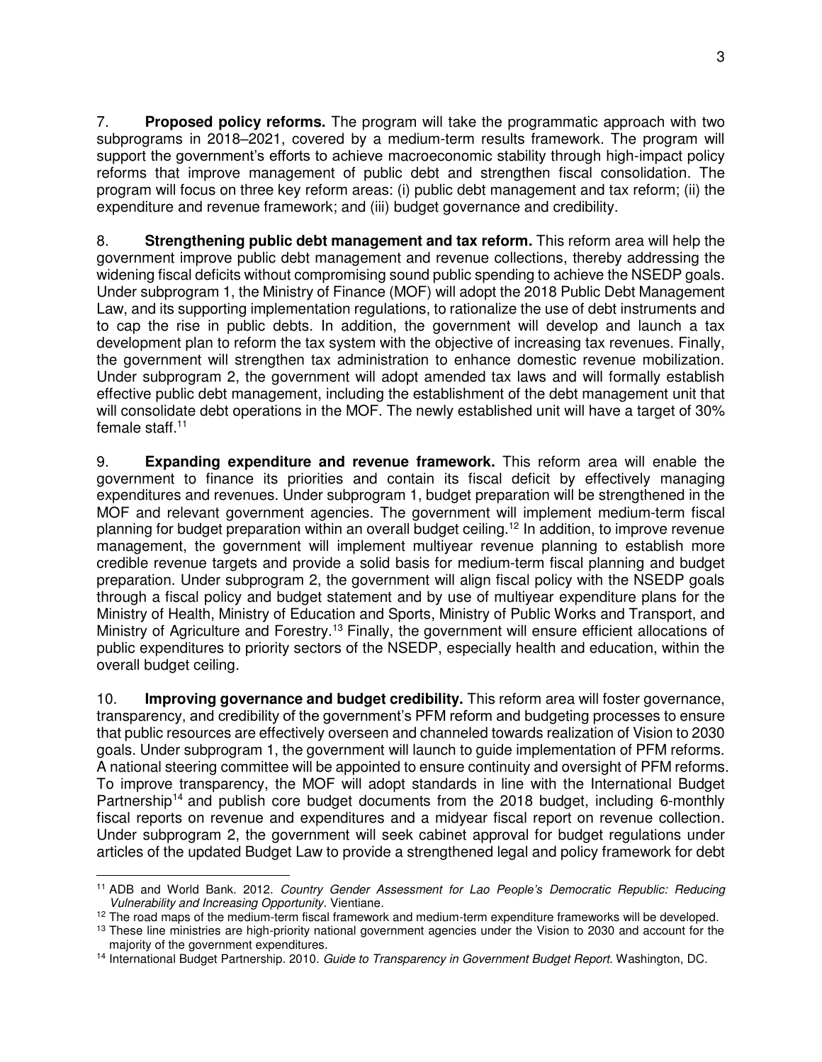7. **Proposed policy reforms.** The program will take the programmatic approach with two subprograms in 2018–2021, covered by a medium-term results framework. The program will support the government's efforts to achieve macroeconomic stability through high-impact policy reforms that improve management of public debt and strengthen fiscal consolidation. The program will focus on three key reform areas: (i) public debt management and tax reform; (ii) the expenditure and revenue framework; and (iii) budget governance and credibility.

8. **Strengthening public debt management and tax reform.** This reform area will help the government improve public debt management and revenue collections, thereby addressing the widening fiscal deficits without compromising sound public spending to achieve the NSEDP goals. Under subprogram 1, the Ministry of Finance (MOF) will adopt the 2018 Public Debt Management Law, and its supporting implementation regulations, to rationalize the use of debt instruments and to cap the rise in public debts. In addition, the government will develop and launch a tax development plan to reform the tax system with the objective of increasing tax revenues. Finally, the government will strengthen tax administration to enhance domestic revenue mobilization. Under subprogram 2, the government will adopt amended tax laws and will formally establish effective public debt management, including the establishment of the debt management unit that will consolidate debt operations in the MOF. The newly established unit will have a target of 30% female staff.[11]

9. **Expanding expenditure and revenue framework.** This reform area will enable the government to finance its priorities and contain its fiscal deficit by effectively managing expenditures and revenues. Under subprogram 1, budget preparation will be strengthened in the MOF and relevant government agencies. The government will implement medium-term fiscal planning for budget preparation within an overall budget ceiling.[12] In addition, to improve revenue management, the government will implement multiyear revenue planning to establish more credible revenue targets and provide a solid basis for medium-term fiscal planning and budget preparation. Under subprogram 2, the government will align fiscal policy with the NSEDP goals through a fiscal policy and budget statement and by use of multiyear expenditure plans for the Ministry of Health, Ministry of Education and Sports, Ministry of Public Works and Transport, and Ministry of Agriculture and Forestry.[13] Finally, the government will ensure efficient allocations of public expenditures to priority sectors of the NSEDP, especially health and education, within the overall budget ceiling.

10. **Improving governance and budget credibility.** This reform area will foster governance, transparency, and credibility of the government's PFM reform and budgeting processes to ensure that public resources are effectively overseen and channeled towards realization of Vision to 2030 goals. Under subprogram 1, the government will launch to guide implementation of PFM reforms. A national steering committee will be appointed to ensure continuity and oversight of PFM reforms. To improve transparency, the MOF will adopt standards in line with the International Budget Partnership[14] and publish core budget documents from the 2018 budget, including 6-monthly fiscal reports on revenue and expenditures and a midyear fiscal report on revenue collection. Under subprogram 2, the government will seek cabinet approval for budget regulations under articles of the updated Budget Law to provide a strengthened legal and policy framework for debt

---

[11] ADB and World Bank. 2012. *Country Gender Assessment for Lao People's Democratic Republic: Reducing Vulnerability and Increasing Opportunity.* Vientiane.

[12] The road maps of the medium-term fiscal framework and medium-term expenditure frameworks will be developed.

[13] These line ministries are high-priority national government agencies under the Vision to 2030 and account for the majority of the government expenditures.

[14] International Budget Partnership. 2010. *Guide to Transparency in Government Budget Report.* Washington, DC.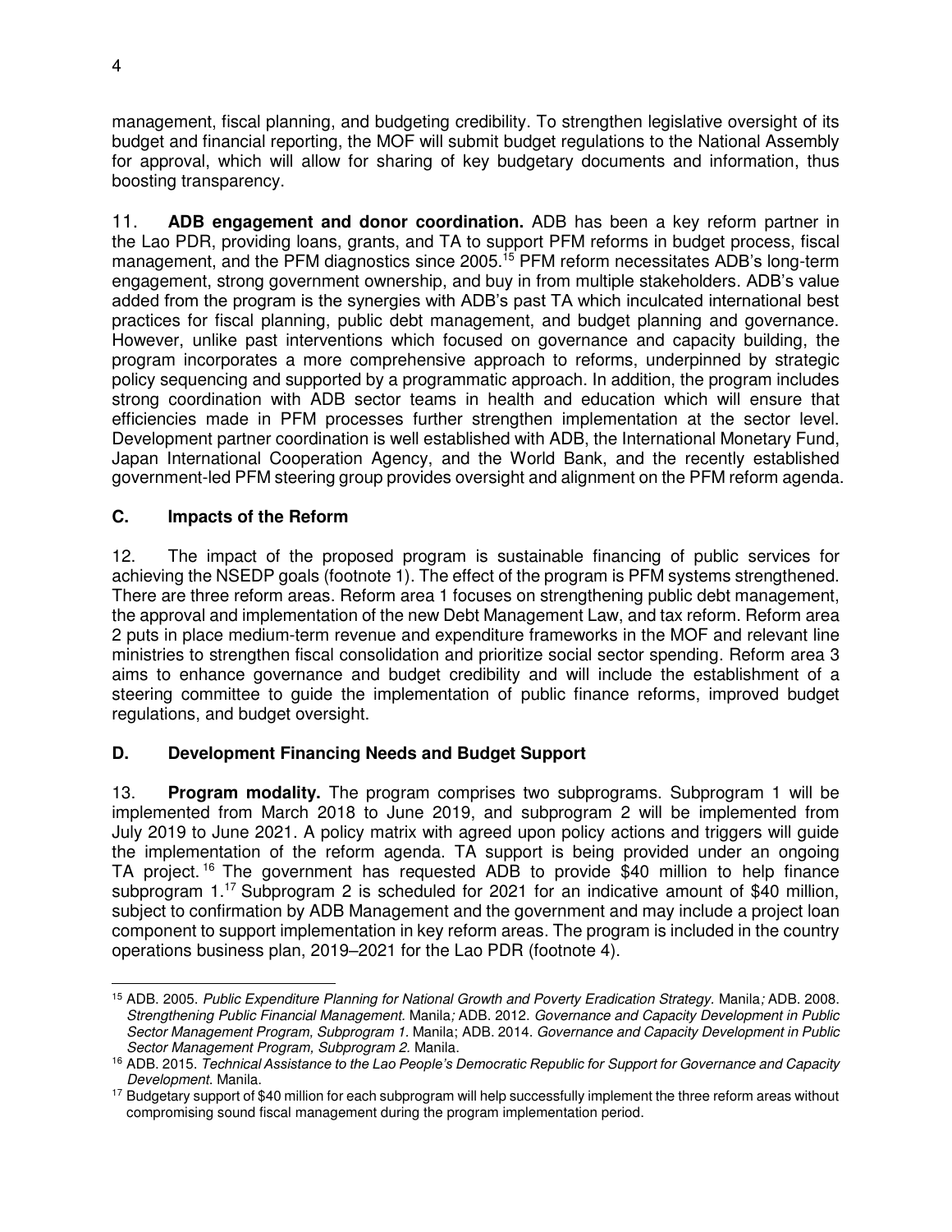management, fiscal planning, and budgeting credibility. To strengthen legislative oversight of its budget and financial reporting, the MOF will submit budget regulations to the National Assembly for approval, which will allow for sharing of key budgetary documents and information, thus boosting transparency.

11. **ADB engagement and donor coordination.** ADB has been a key reform partner in the Lao PDR, providing loans, grants, and TA to support PFM reforms in budget process, fiscal management, and the PFM diagnostics since 2005.[15] PFM reform necessitates ADB's long-term engagement, strong government ownership, and buy in from multiple stakeholders. ADB's value added from the program is the synergies with ADB's past TA which inculcated international best practices for fiscal planning, public debt management, and budget planning and governance. However, unlike past interventions which focused on governance and capacity building, the program incorporates a more comprehensive approach to reforms, underpinned by strategic policy sequencing and supported by a programmatic approach. In addition, the program includes strong coordination with ADB sector teams in health and education which will ensure that efficiencies made in PFM processes further strengthen implementation at the sector level. Development partner coordination is well established with ADB, the International Monetary Fund, Japan International Cooperation Agency, and the World Bank, and the recently established government-led PFM steering group provides oversight and alignment on the PFM reform agenda.

## C. Impacts of the Reform

12. The impact of the proposed program is sustainable financing of public services for achieving the NSEDP goals (footnote 1). The effect of the program is PFM systems strengthened. There are three reform areas. Reform area 1 focuses on strengthening public debt management, the approval and implementation of the new Debt Management Law, and tax reform. Reform area 2 puts in place medium-term revenue and expenditure frameworks in the MOF and relevant line ministries to strengthen fiscal consolidation and prioritize social sector spending. Reform area 3 aims to enhance governance and budget credibility and will include the establishment of a steering committee to guide the implementation of public finance reforms, improved budget regulations, and budget oversight.

## D. Development Financing Needs and Budget Support

13. **Program modality.** The program comprises two subprograms. Subprogram 1 will be implemented from March 2018 to June 2019, and subprogram 2 will be implemented from July 2019 to June 2021. A policy matrix with agreed upon policy actions and triggers will guide the implementation of the reform agenda. TA support is being provided under an ongoing TA project.[16] The government has requested ADB to provide $40 million to help finance subprogram 1.[17] Subprogram 2 is scheduled for 2021 for an indicative amount of $40 million, subject to confirmation by ADB Management and the government and may include a project loan component to support implementation in key reform areas. The program is included in the country operations business plan, 2019–2021 for the Lao PDR (footnote 4).

---

[15] ADB. 2005. *Public Expenditure Planning for National Growth and Poverty Eradication Strategy.* Manila; ADB. 2008. *Strengthening Public Financial Management.* Manila; ADB. 2012. *Governance and Capacity Development in Public Sector Management Program, Subprogram 1.* Manila; ADB. 2014. *Governance and Capacity Development in Public Sector Management Program, Subprogram 2.* Manila.

[16] ADB. 2015. *Technical Assistance to the Lao People's Democratic Republic for Support for Governance and Capacity Development.* Manila.

[17] Budgetary support of $40 million for each subprogram will help successfully implement the three reform areas without compromising sound fiscal management during the program implementation period.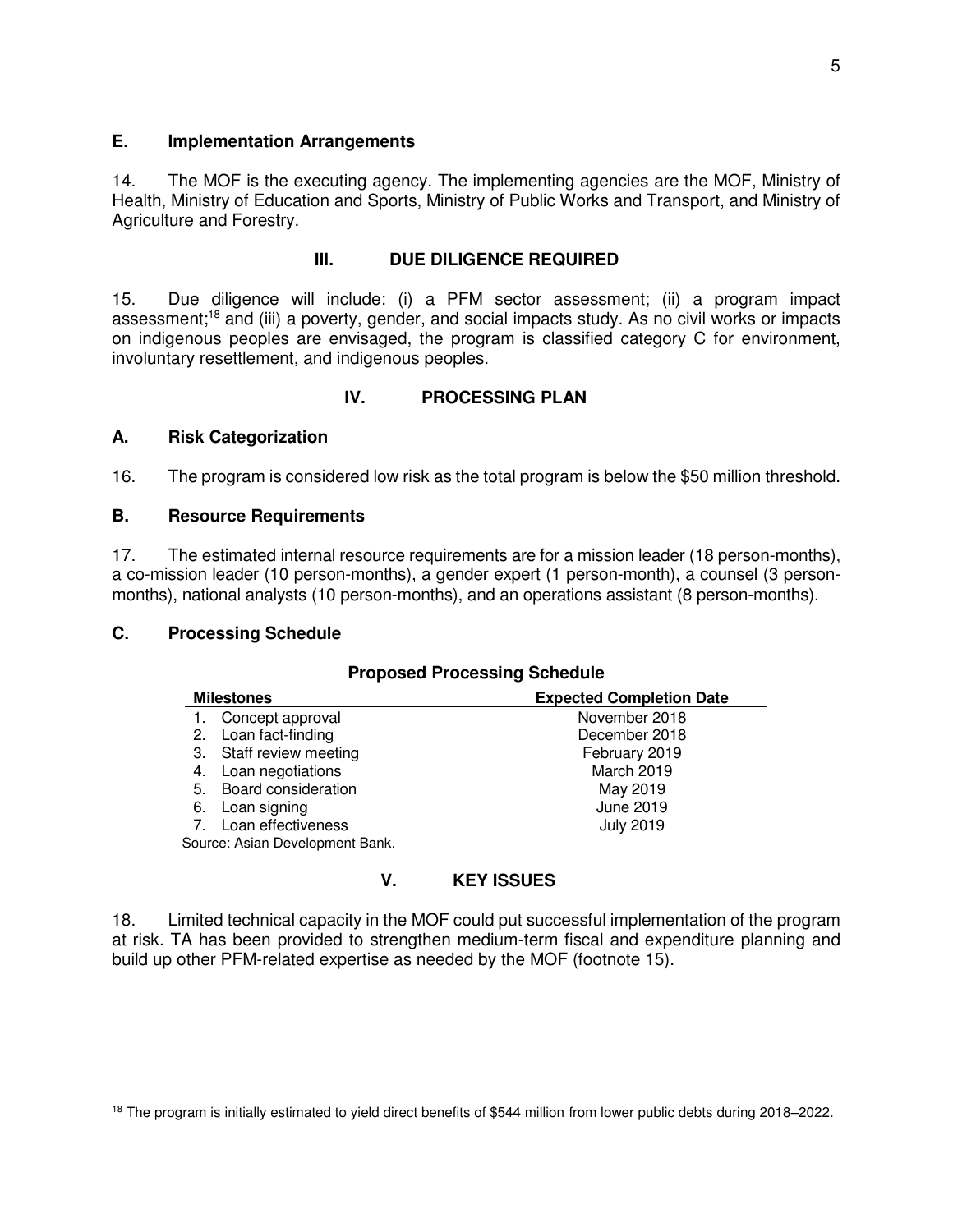### E. Implementation Arrangements

14. The MOF is the executing agency. The implementing agencies are the MOF, Ministry of Health, Ministry of Education and Sports, Ministry of Public Works and Transport, and Ministry of Agriculture and Forestry.

## III. DUE DILIGENCE REQUIRED

15. Due diligence will include: (i) a PFM sector assessment; (ii) a program impact assessment;[18] and (iii) a poverty, gender, and social impacts study. As no civil works or impacts on indigenous peoples are envisaged, the program is classified category C for environment, involuntary resettlement, and indigenous peoples.

## IV. PROCESSING PLAN

### A. Risk Categorization

16. The program is considered low risk as the total program is below the $50 million threshold.

### B. Resource Requirements

17. The estimated internal resource requirements are for a mission leader (18 person-months), a co-mission leader (10 person-months), a gender expert (1 person-month), a counsel (3 person-months), national analysts (10 person-months), and an operations assistant (8 person-months).

### C. Processing Schedule

**Proposed Processing Schedule**

| Milestones | Expected Completion Date |
|---|---|
| 1. Concept approval | November 2018 |
| 2. Loan fact-finding | December 2018 |
| 3. Staff review meeting | February 2019 |
| 4. Loan negotiations | March 2019 |
| 5. Board consideration | May 2019 |
| 6. Loan signing | June 2019 |
| 7. Loan effectiveness | July 2019 |

Source: Asian Development Bank.

## V. KEY ISSUES

18. Limited technical capacity in the MOF could put successful implementation of the program at risk. TA has been provided to strengthen medium-term fiscal and expenditure planning and build up other PFM-related expertise as needed by the MOF (footnote 15).

---

[18] The program is initially estimated to yield direct benefits of $544 million from lower public debts during 2018–2022.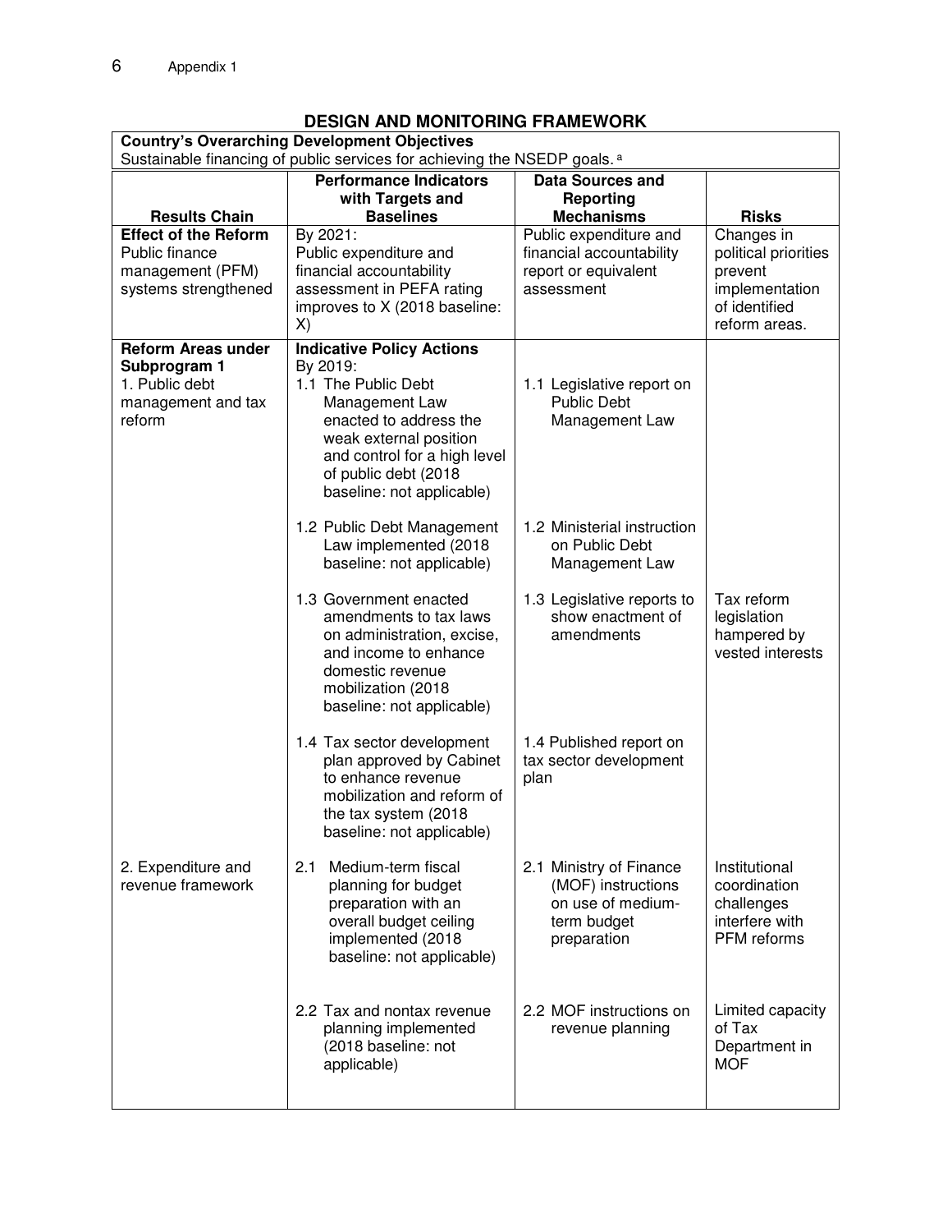## DESIGN AND MONITORING FRAMEWORK

| **Country's Overarching Development Objectives** | | | |
|---|---|---|---|
| Sustainable financing of public services for achieving the NSEDP goals. [a] | | | |
| **Results Chain** | **Performance Indicators with Targets and Baselines** | **Data Sources and Reporting Mechanisms** | **Risks** |
| **Effect of the Reform**<br>Public finance management (PFM) systems strengthened | By 2021:<br>Public expenditure and financial accountability assessment in PEFA rating improves to X (2018 baseline: X) | Public expenditure and financial accountability report or equivalent assessment | Changes in political priorities prevent implementation of identified reform areas. |
| **Reform Areas under Subprogram 1**<br>1. Public debt management and tax reform | **Indicative Policy Actions**<br>By 2019:<br>1.1 The Public Debt Management Law enacted to address the weak external position and control for a high level of public debt (2018 baseline: not applicable) | 1.1 Legislative report on Public Debt Management Law | |
| | 1.2 Public Debt Management Law implemented (2018 baseline: not applicable) | 1.2 Ministerial instruction on Public Debt Management Law | |
| | 1.3 Government enacted amendments to tax laws on administration, excise, and income to enhance domestic revenue mobilization (2018 baseline: not applicable) | 1.3 Legislative reports to show enactment of amendments | Tax reform legislation hampered by vested interests |
| | 1.4 Tax sector development plan approved by Cabinet to enhance revenue mobilization and reform of the tax system (2018 baseline: not applicable) | 1.4 Published report on tax sector development plan | |
| 2. Expenditure and revenue framework | 2.1 Medium-term fiscal planning for budget preparation with an overall budget ceiling implemented (2018 baseline: not applicable) | 2.1 Ministry of Finance (MOF) instructions on use of medium-term budget preparation | Institutional coordination challenges interfere with PFM reforms |
| | 2.2 Tax and nontax revenue planning implemented (2018 baseline: not applicable) | 2.2 MOF instructions on revenue planning | Limited capacity of Tax Department in MOF |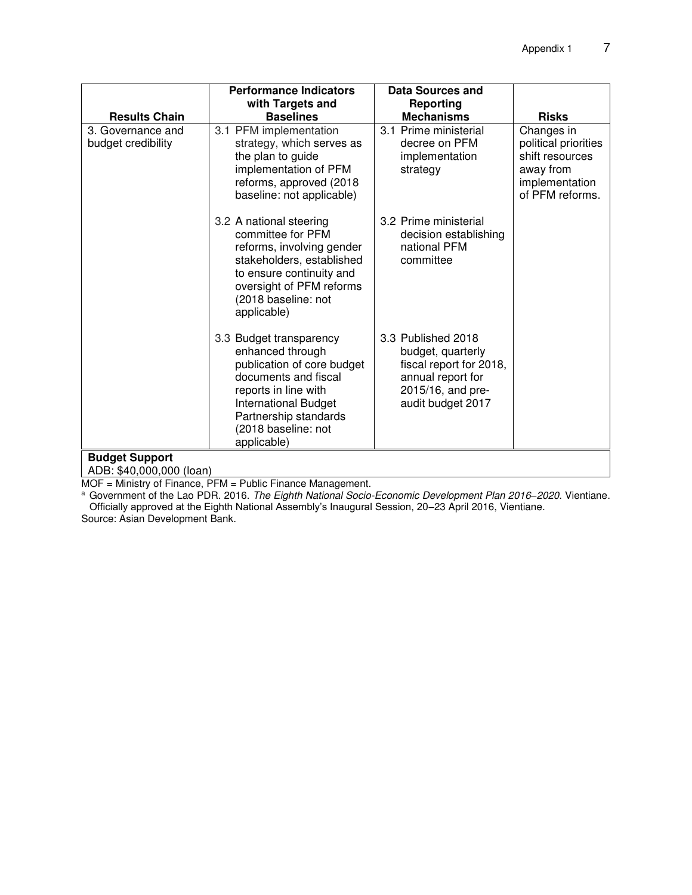| Results Chain | Performance Indicators with Targets and Baselines | Data Sources and Reporting Mechanisms | Risks |
|---|---|---|---|
| 3. Governance and budget credibility | 3.1 PFM implementation strategy, which serves as the plan to guide implementation of PFM reforms, approved (2018 baseline: not applicable) | 3.1 Prime ministerial decree on PFM implementation strategy | Changes in political priorities shift resources away from implementation of PFM reforms. |
| | 3.2 A national steering committee for PFM reforms, involving gender stakeholders, established to ensure continuity and oversight of PFM reforms (2018 baseline: not applicable) | 3.2 Prime ministerial decision establishing national PFM committee | |
| | 3.3 Budget transparency enhanced through publication of core budget documents and fiscal reports in line with International Budget Partnership standards (2018 baseline: not applicable) | 3.3 Published 2018 budget, quarterly fiscal report for 2018, annual report for 2015/16, and pre-audit budget 2017 | |
| **Budget Support**<br>ADB: $40,000,000 (loan) | | | |

MOF = Ministry of Finance, PFM = Public Finance Management.

[a] Government of the Lao PDR. 2016. *The Eighth National Socio-Economic Development Plan 2016–2020.* Vientiane. Officially approved at the Eighth National Assembly's Inaugural Session, 20–23 April 2016, Vientiane.

Source: Asian Development Bank.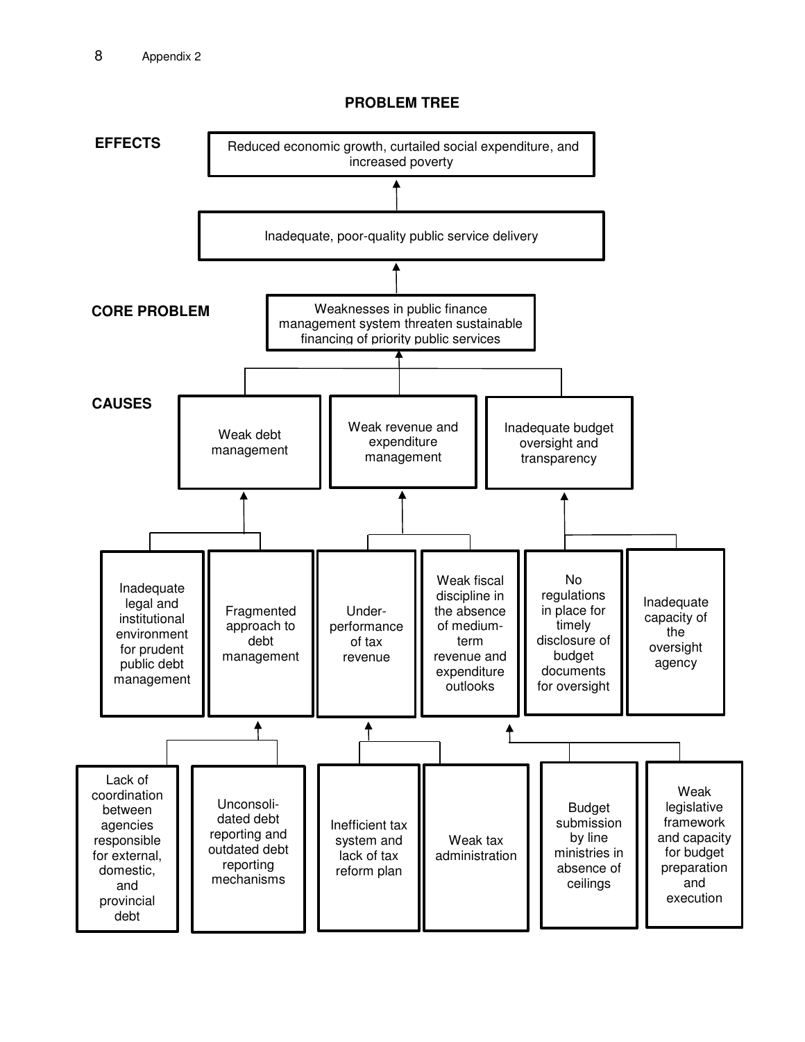## PROBLEM TREE

**EFFECTS**

- Reduced economic growth, curtailed social expenditure, and increased poverty
  - ↑ Inadequate, poor-quality public service delivery

**CORE PROBLEM**

- Weaknesses in public finance management system threaten sustainable financing of priority public services

**CAUSES**

- **Weak debt management**
  - Inadequate legal and institutional environment for prudent public debt management
  - Fragmented approach to debt management
    - Lack of coordination between agencies responsible for external, domestic, and provincial debt
    - Unconsolidated debt reporting and outdated debt reporting mechanisms
- **Weak revenue and expenditure management**
  - Under-performance of tax revenue
    - Inefficient tax system and lack of tax reform plan
    - Weak tax administration
  - Weak fiscal discipline in the absence of medium-term revenue and expenditure outlooks
    - Budget submission by line ministries in absence of ceilings
    - Weak legislative framework and capacity for budget preparation and execution
- **Inadequate budget oversight and transparency**
  - No regulations in place for timely disclosure of budget documents for oversight
  - Inadequate capacity of the oversight agency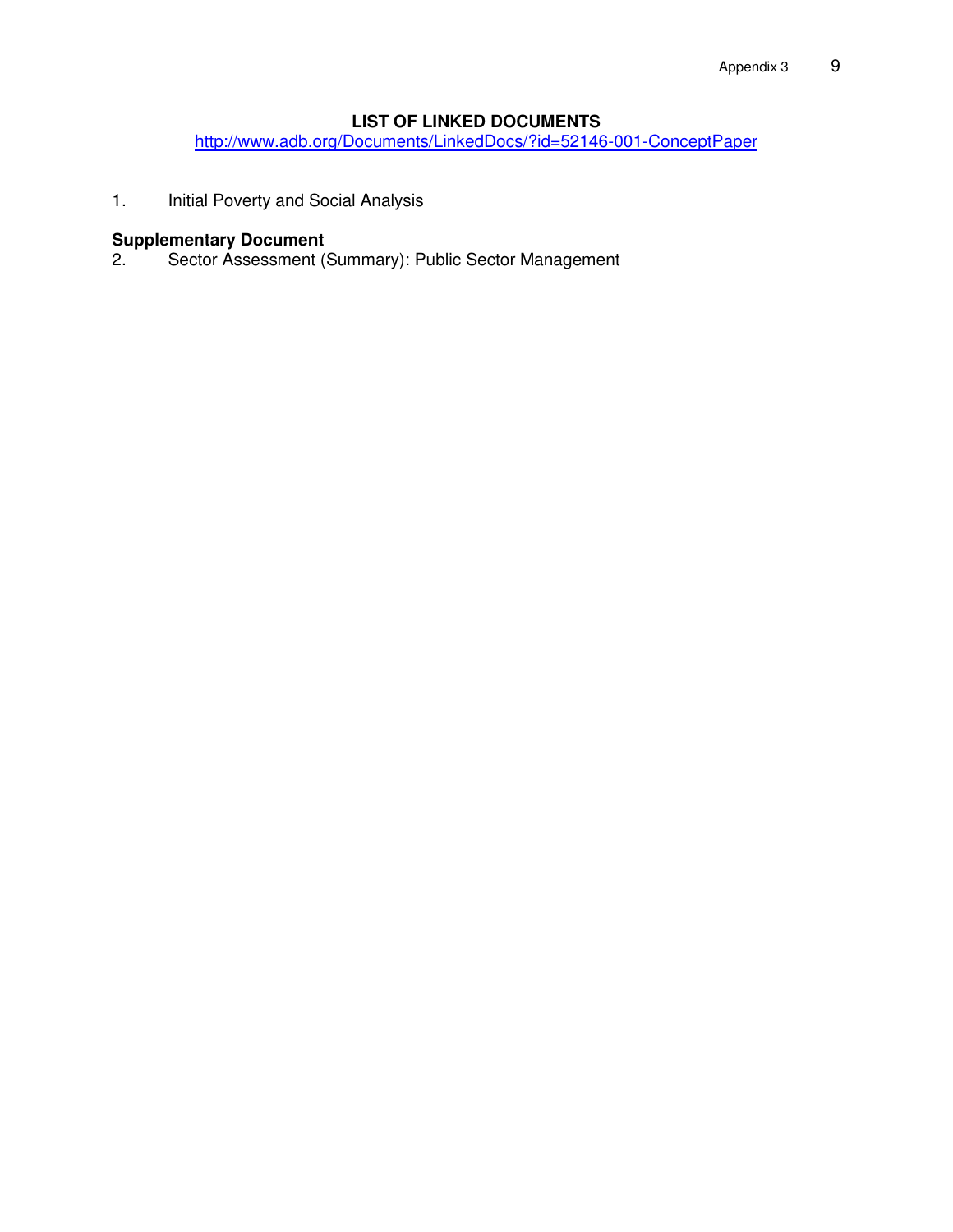## LIST OF LINKED DOCUMENTS

http://www.adb.org/Documents/LinkedDocs/?id=52146-001-ConceptPaper

1. Initial Poverty and Social Analysis

**Supplementary Document**

2. Sector Assessment (Summary): Public Sector Management